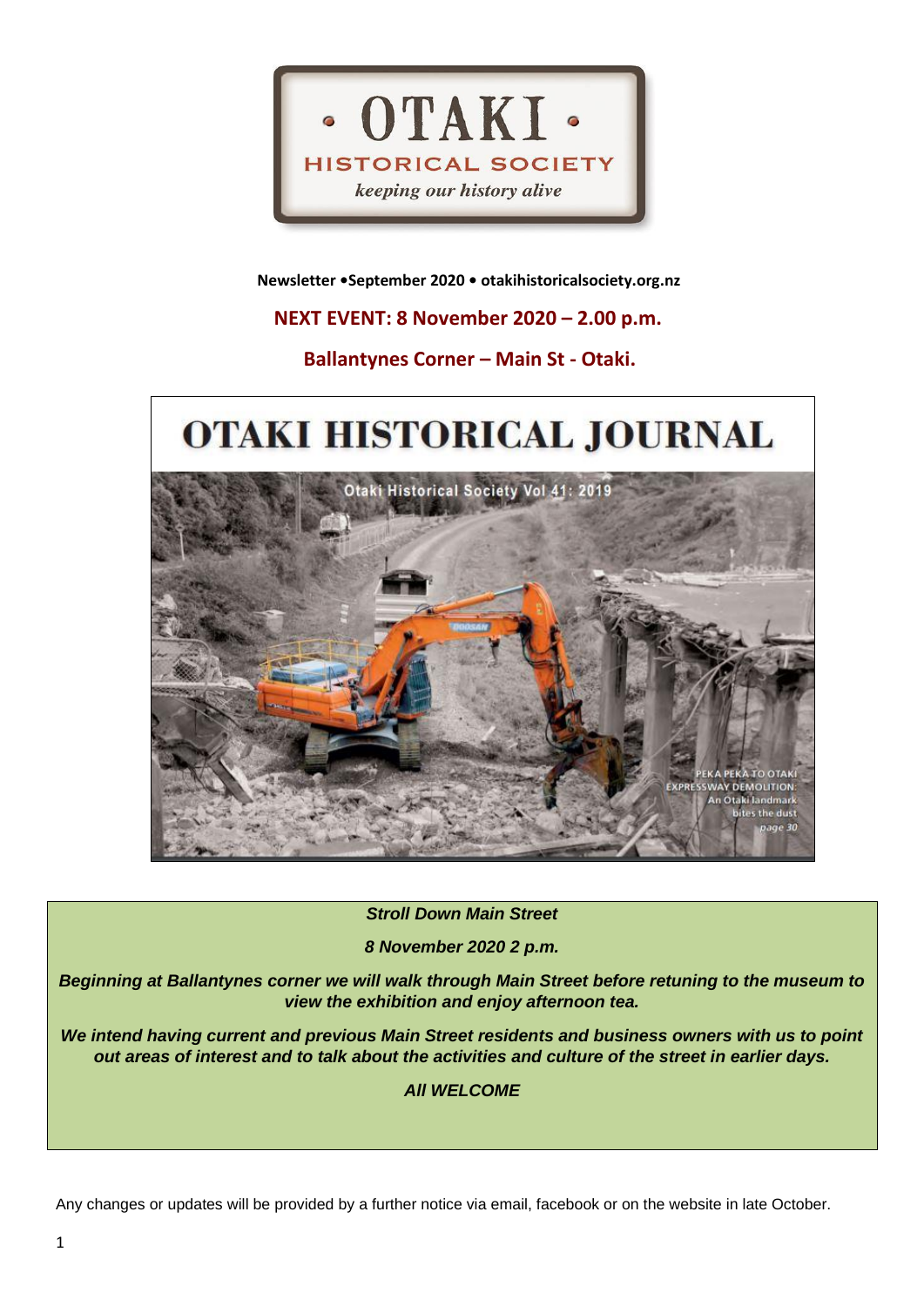# OTAKI HISTORICAL SOCIETY

*keeping our history alive*

**Newsletter •September 2020 • otakihistoricalsociety.org.nz**

**NEXT EVENT: 8 November 2020 – 2.00 p.m.**

**Ballantynes Corner – Main St - Otaki.**

## OTAKI HISTORICAL JOURNAL

Otaki Historical Society Vol 41: 2019

PEKA PEKA TO OTAKI EXPRESSWAY DEMOLITION: An Otaki landmark bites the dust page 30

***Stroll Down Main Street***

***8 November 2020 2 p.m.***

***Beginning at Ballantynes corner we will walk through Main Street before retuning to the museum to view the exhibition and enjoy afternoon tea.***

***We intend having current and previous Main Street residents and business owners with us to point out areas of interest and to talk about the activities and culture of the street in earlier days.***

***All WELCOME***

Any changes or updates will be provided by a further notice via email, facebook or on the website in late October.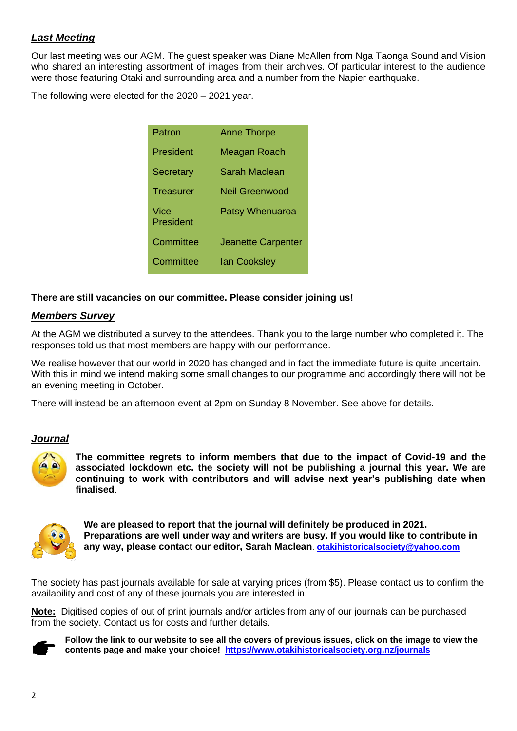## ***Last Meeting***

Our last meeting was our AGM. The guest speaker was Diane McAllen from Nga Taonga Sound and Vision who shared an interesting assortment of images from their archives. Of particular interest to the audience were those featuring Otaki and surrounding area and a number from the Napier earthquake.

The following were elected for the 2020 – 2021 year.

| Role | Name |
|---|---|
| Patron | Anne Thorpe |
| President | Meagan Roach |
| Secretary | Sarah Maclean |
| Treasurer | Neil Greenwood |
| Vice President | Patsy Whenuaroa |
| Committee | Jeanette Carpenter |
| Committee | Ian Cooksley |

**There are still vacancies on our committee. Please consider joining us!**

## ***Members Survey***

At the AGM we distributed a survey to the attendees. Thank you to the large number who completed it. The responses told us that most members are happy with our performance.

We realise however that our world in 2020 has changed and in fact the immediate future is quite uncertain. With this in mind we intend making some small changes to our programme and accordingly there will not be an evening meeting in October.

There will instead be an afternoon event at 2pm on Sunday 8 November. See above for details.

## ***Journal***

**The committee regrets to inform members that due to the impact of Covid-19 and the associated lockdown etc. the society will not be publishing a journal this year. We are continuing to work with contributors and will advise next year's publishing date when finalised**.

**We are pleased to report that the journal will definitely be produced in 2021. Preparations are well under way and writers are busy. If you would like to contribute in any way, please contact our editor, Sarah Maclean**. **otakihistoricalsociety@yahoo.com**

The society has past journals available for sale at varying prices (from $5). Please contact us to confirm the availability and cost of any of these journals you are interested in.

**Note:** Digitised copies of out of print journals and/or articles from any of our journals can be purchased from the society. Contact us for costs and further details.

**Follow the link to our website to see all the covers of previous issues, click on the image to view the contents page and make your choice! https://www.otakihistoricalsociety.org.nz/journals**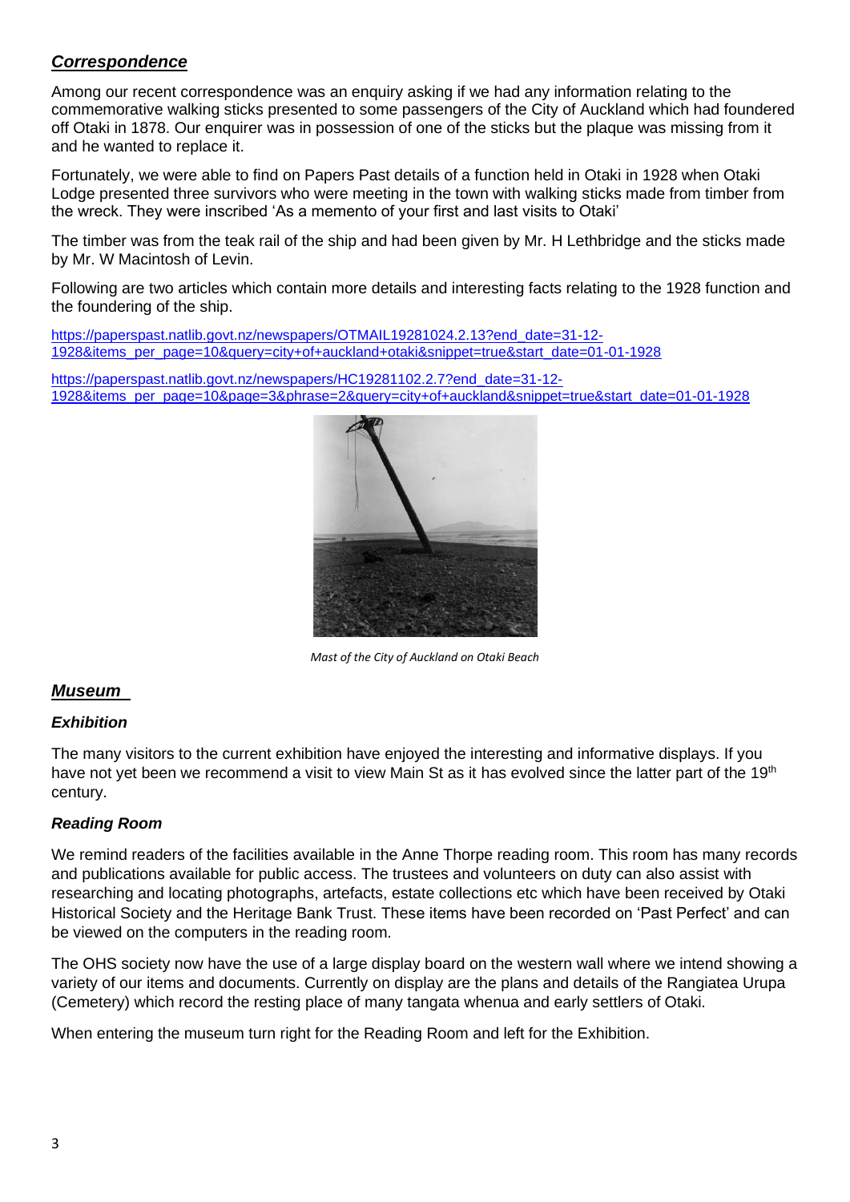## ***Correspondence***

Among our recent correspondence was an enquiry asking if we had any information relating to the commemorative walking sticks presented to some passengers of the City of Auckland which had foundered off Otaki in 1878. Our enquirer was in possession of one of the sticks but the plaque was missing from it and he wanted to replace it.

Fortunately, we were able to find on Papers Past details of a function held in Otaki in 1928 when Otaki Lodge presented three survivors who were meeting in the town with walking sticks made from timber from the wreck. They were inscribed 'As a memento of your first and last visits to Otaki'

The timber was from the teak rail of the ship and had been given by Mr. H Lethbridge and the sticks made by Mr. W Macintosh of Levin.

Following are two articles which contain more details and interesting facts relating to the 1928 function and the foundering of the ship.

https://paperspast.natlib.govt.nz/newspapers/OTMAIL19281024.2.13?end_date=31-12-1928&items_per_page=10&query=city+of+auckland+otaki&snippet=true&start_date=01-01-1928

https://paperspast.natlib.govt.nz/newspapers/HC19281102.2.7?end_date=31-12-1928&items_per_page=10&page=3&phrase=2&query=city+of+auckland&snippet=true&start_date=01-01-1928

*Mast of the City of Auckland on Otaki Beach*

## ***Museum***

### ***Exhibition***

The many visitors to the current exhibition have enjoyed the interesting and informative displays. If you have not yet been we recommend a visit to view Main St as it has evolved since the latter part of the 19th century.

### ***Reading Room***

We remind readers of the facilities available in the Anne Thorpe reading room. This room has many records and publications available for public access. The trustees and volunteers on duty can also assist with researching and locating photographs, artefacts, estate collections etc which have been received by Otaki Historical Society and the Heritage Bank Trust. These items have been recorded on 'Past Perfect' and can be viewed on the computers in the reading room.

The OHS society now have the use of a large display board on the western wall where we intend showing a variety of our items and documents. Currently on display are the plans and details of the Rangiatea Urupa (Cemetery) which record the resting place of many tangata whenua and early settlers of Otaki.

When entering the museum turn right for the Reading Room and left for the Exhibition.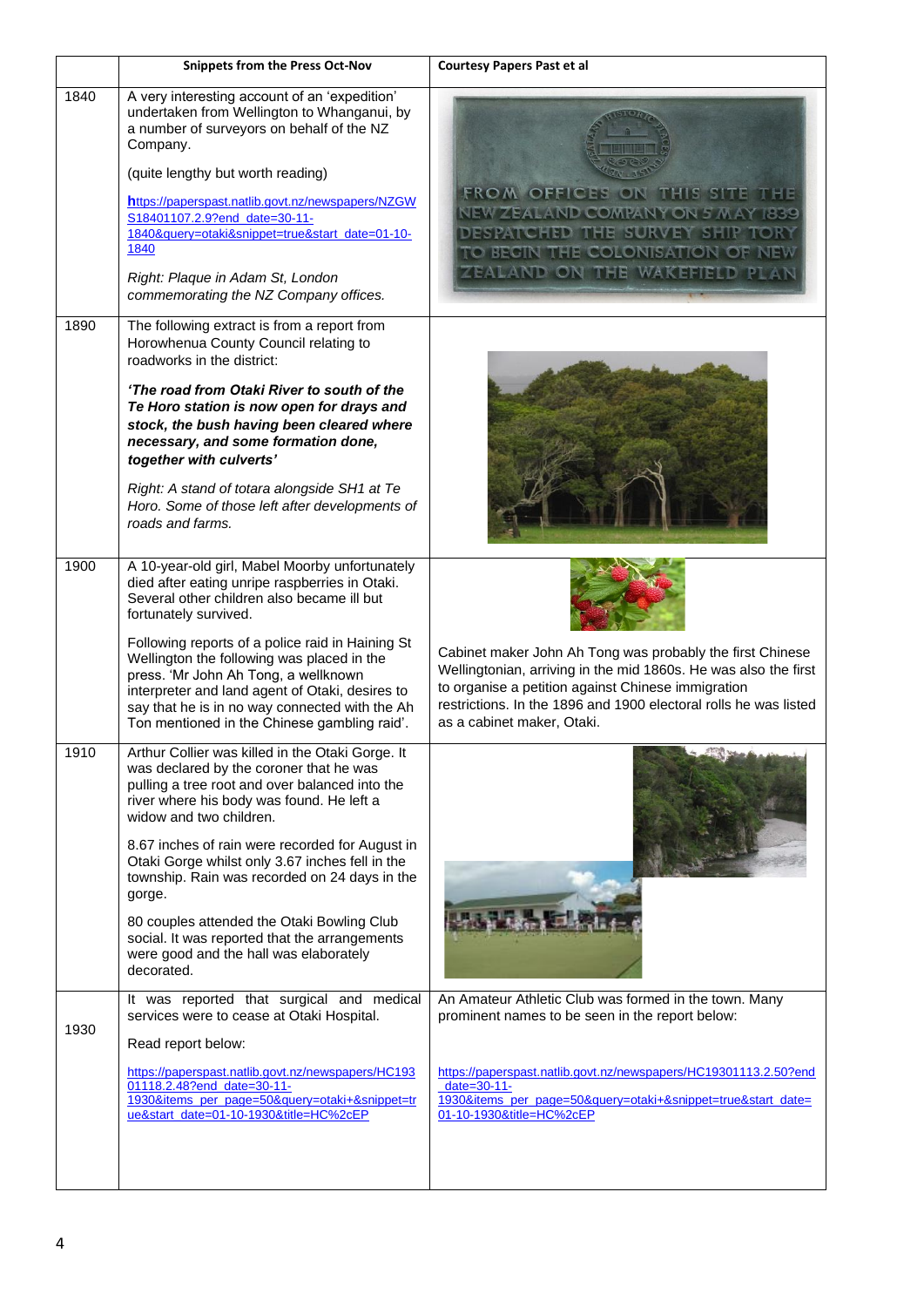| | Snippets from the Press Oct-Nov | Courtesy Papers Past et al |
|---|---|---|
| 1840 | A very interesting account of an 'expedition' undertaken from Wellington to Whanganui, by a number of surveyors on behalf of the NZ Company.<br><br>(quite lengthy but worth reading)<br><br>https://paperspast.natlib.govt.nz/newspapers/NZGWS18401107.2.9?end_date=30-11-1840&query=otaki&snippet=true&start_date=01-10-1840<br><br>*Right: Plaque in Adam St, London commemorating the NZ Company offices.* | |
| 1890 | The following extract is from a report from Horowhenua County Council relating to roadworks in the district:<br><br>***'The road from Otaki River to south of the Te Horo station is now open for drays and stock, the bush having been cleared where necessary, and some formation done, together with culverts'***<br><br>*Right: A stand of totara alongside SH1 at Te Horo. Some of those left after developments of roads and farms.* | |
| 1900 | A 10-year-old girl, Mabel Moorby unfortunately died after eating unripe raspberries in Otaki. Several other children also became ill but fortunately survived.<br><br>Following reports of a police raid in Haining St Wellington the following was placed in the press. 'Mr John Ah Tong, a wellknown interpreter and land agent of Otaki, desires to say that he is in no way connected with the Ah Ton mentioned in the Chinese gambling raid'. | Cabinet maker John Ah Tong was probably the first Chinese Wellingtonian, arriving in the mid 1860s. He was also the first to organise a petition against Chinese immigration restrictions. In the 1896 and 1900 electoral rolls he was listed as a cabinet maker, Otaki. |
| 1910 | Arthur Collier was killed in the Otaki Gorge. It was declared by the coroner that he was pulling a tree root and over balanced into the river where his body was found. He left a widow and two children.<br><br>8.67 inches of rain were recorded for August in Otaki Gorge whilst only 3.67 inches fell in the township. Rain was recorded on 24 days in the gorge.<br><br>80 couples attended the Otaki Bowling Club social. It was reported that the arrangements were good and the hall was elaborately decorated. | |
| 1930 | It was reported that surgical and medical services were to cease at Otaki Hospital.<br><br>Read report below:<br><br>https://paperspast.natlib.govt.nz/newspapers/HC19301118.2.48?end_date=30-11-1930&items_per_page=50&query=otaki+&snippet=true&start_date=01-10-1930&title=HC%2cEP | An Amateur Athletic Club was formed in the town. Many prominent names to be seen in the report below:<br><br>https://paperspast.natlib.govt.nz/newspapers/HC19301113.2.50?end_date=30-11-1930&items_per_page=50&query=otaki+&snippet=true&start_date=01-10-1930&title=HC%2cEP |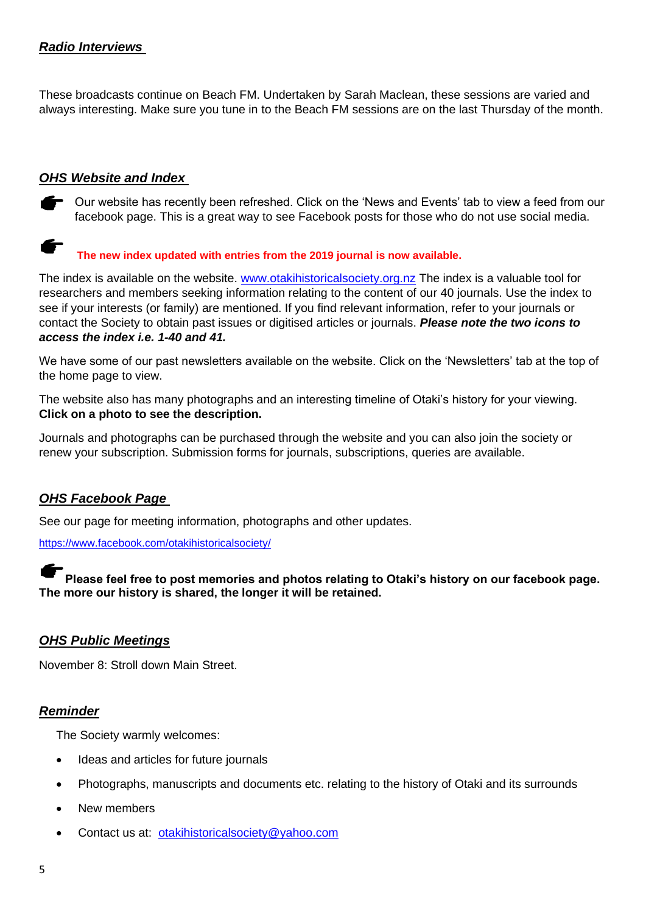***Radio Interviews***

These broadcasts continue on Beach FM. Undertaken by Sarah Maclean, these sessions are varied and always interesting. Make sure you tune in to the Beach FM sessions are on the last Thursday of the month.

***OHS Website and Index***

☛ Our website has recently been refreshed. Click on the 'News and Events' tab to view a feed from our facebook page. This is a great way to see Facebook posts for those who do not use social media.

☛ **The new index updated with entries from the 2019 journal is now available.**

The index is available on the website. www.otakihistoricalsociety.org.nz The index is a valuable tool for researchers and members seeking information relating to the content of our 40 journals. Use the index to see if your interests (or family) are mentioned. If you find relevant information, refer to your journals or contact the Society to obtain past issues or digitised articles or journals. ***Please note the two icons to access the index i.e. 1-40 and 41.***

We have some of our past newsletters available on the website. Click on the 'Newsletters' tab at the top of the home page to view.

The website also has many photographs and an interesting timeline of Otaki's history for your viewing. **Click on a photo to see the description.**

Journals and photographs can be purchased through the website and you can also join the society or renew your subscription. Submission forms for journals, subscriptions, queries are available.

***OHS Facebook Page***

See our page for meeting information, photographs and other updates.

https://www.facebook.com/otakihistoricalsociety/

☛ **Please feel free to post memories and photos relating to Otaki's history on our facebook page. The more our history is shared, the longer it will be retained.**

***OHS Public Meetings***

November 8: Stroll down Main Street.

***Reminder***

The Society warmly welcomes:

- Ideas and articles for future journals
- Photographs, manuscripts and documents etc. relating to the history of Otaki and its surrounds
- New members
- Contact us at: otakihistoricalsociety@yahoo.com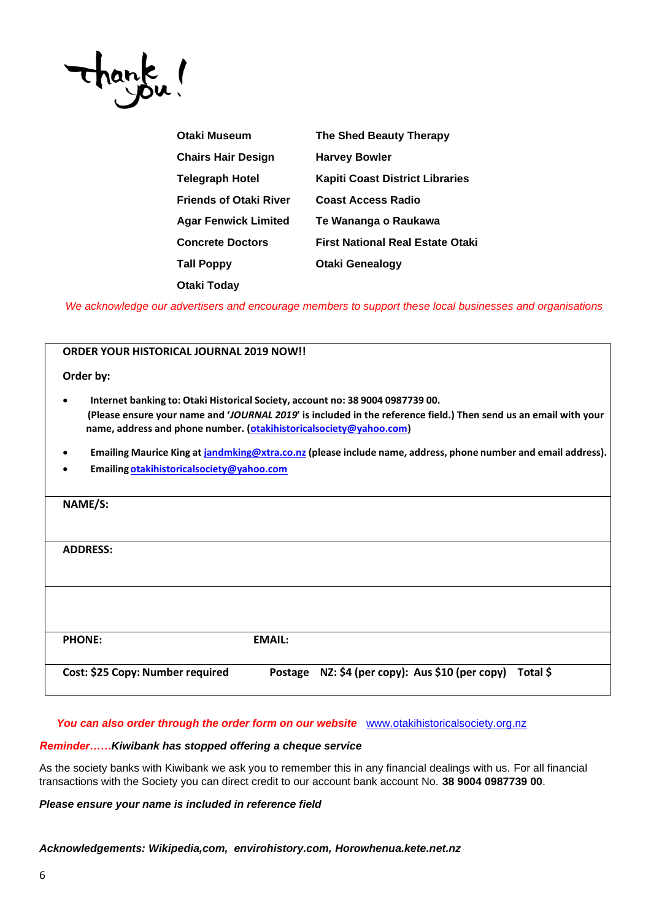# thank you!

| | |
|---|---|
| **Otaki Museum** | **The Shed Beauty Therapy** |
| **Chairs Hair Design** | **Harvey Bowler** |
| **Telegraph Hotel** | **Kapiti Coast District Libraries** |
| **Friends of Otaki River** | **Coast Access Radio** |
| **Agar Fenwick Limited** | **Te Wananga o Raukawa** |
| **Concrete Doctors** | **First National Real Estate Otaki** |
| **Tall Poppy** | **Otaki Genealogy** |
| **Otaki Today** | |

*We acknowledge our advertisers and encourage members to support these local businesses and organisations*

**ORDER YOUR HISTORICAL JOURNAL 2019 NOW!!**

**Order by:**

- **Internet banking to: Otaki Historical Society, account no: 38 9004 0987739 00.**
  **(Please ensure your name and '*JOURNAL 2019*' is included in the reference field.) Then send us an email with your name, address and phone number. (otakihistoricalsociety@yahoo.com)**
- **Emailing Maurice King at jandmking@xtra.co.nz (please include name, address, phone number and email address).**
- **Emailing otakihistoricalsociety@yahoo.com**

**NAME/S:**

**ADDRESS:**

**PHONE:** **EMAIL:**

**Cost: $25 Copy: Number required** **Postage NZ: $4 (per copy): Aus $10 (per copy) Total $**

***You can also order through the order form on our website*** www.otakihistoricalsociety.org.nz

***Reminder……Kiwibank has stopped offering a cheque service***

As the society banks with Kiwibank we ask you to remember this in any financial dealings with us. For all financial transactions with the Society you can direct credit to our account bank account No. **38 9004 0987739 00**.

***Please ensure your name is included in reference field***

***Acknowledgements: Wikipedia,com, envirohistory.com, Horowhenua.kete.net.nz***